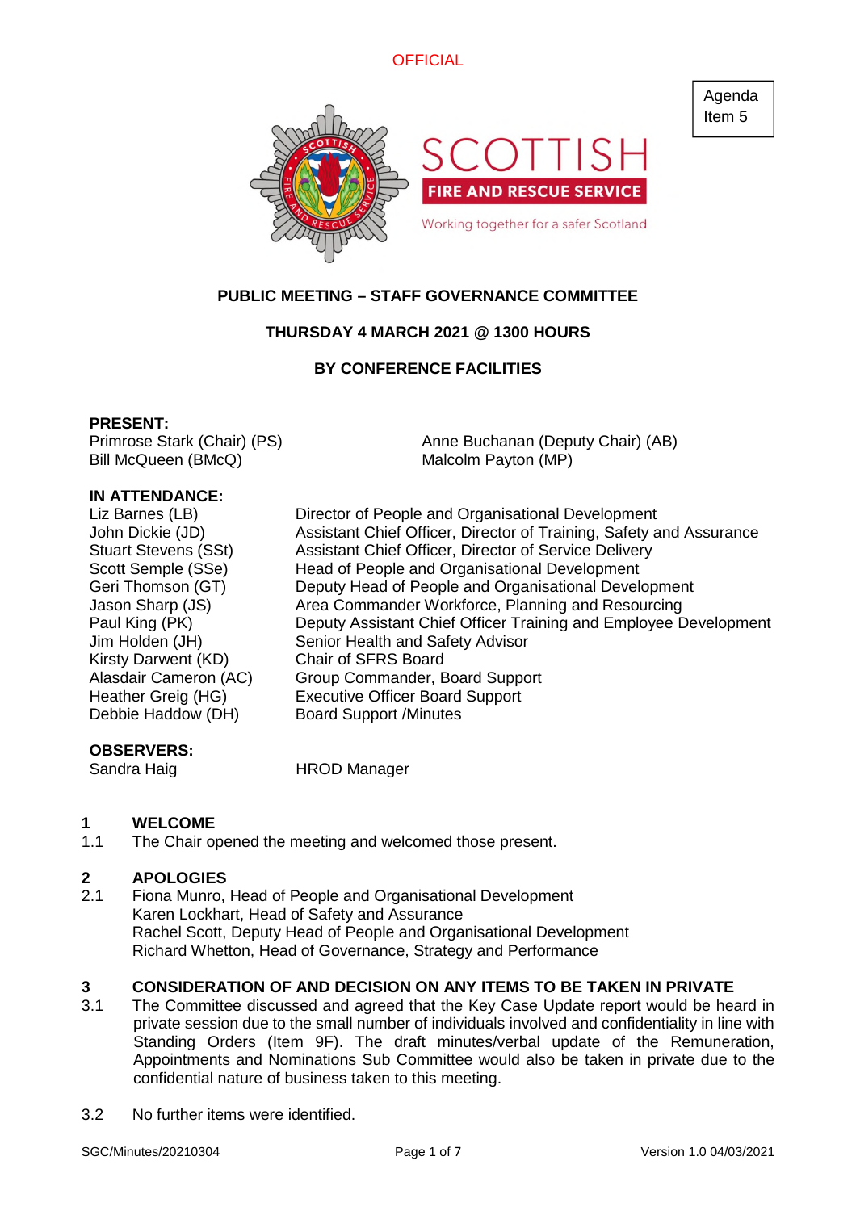OFFICIAL

Agenda Item 5

SCOTTISH FIRE AND RESCUE SERVICE

Working together for a safer Scotland

# PUBLIC MEETING – STAFF GOVERNANCE COMMITTEE

**THURSDAY 4 MARCH 2021 @ 1300 HOURS**

**BY CONFERENCE FACILITIES**

**PRESENT:**

Primrose Stark (Chair) (PS)
Anne Buchanan (Deputy Chair) (AB)
Bill McQueen (BMcQ)
Malcolm Payton (MP)

**IN ATTENDANCE:**

| | |
|---|---|
| Liz Barnes (LB) | Director of People and Organisational Development |
| John Dickie (JD) | Assistant Chief Officer, Director of Training, Safety and Assurance |
| Stuart Stevens (SSt) | Assistant Chief Officer, Director of Service Delivery |
| Scott Semple (SSe) | Head of People and Organisational Development |
| Geri Thomson (GT) | Deputy Head of People and Organisational Development |
| Jason Sharp (JS) | Area Commander Workforce, Planning and Resourcing |
| Paul King (PK) | Deputy Assistant Chief Officer Training and Employee Development |
| Jim Holden (JH) | Senior Health and Safety Advisor |
| Kirsty Darwent (KD) | Chair of SFRS Board |
| Alasdair Cameron (AC) | Group Commander, Board Support |
| Heather Greig (HG) | Executive Officer Board Support |
| Debbie Haddow (DH) | Board Support /Minutes |

**OBSERVERS:**

Sandra Haig — HROD Manager

## 1 WELCOME

1.1 The Chair opened the meeting and welcomed those present.

## 2 APOLOGIES

2.1 Fiona Munro, Head of People and Organisational Development
Karen Lockhart, Head of Safety and Assurance
Rachel Scott, Deputy Head of People and Organisational Development
Richard Whetton, Head of Governance, Strategy and Performance

## 3 CONSIDERATION OF AND DECISION ON ANY ITEMS TO BE TAKEN IN PRIVATE

3.1 The Committee discussed and agreed that the Key Case Update report would be heard in private session due to the small number of individuals involved and confidentiality in line with Standing Orders (Item 9F). The draft minutes/verbal update of the Remuneration, Appointments and Nominations Sub Committee would also be taken in private due to the confidential nature of business taken to this meeting.

3.2 No further items were identified.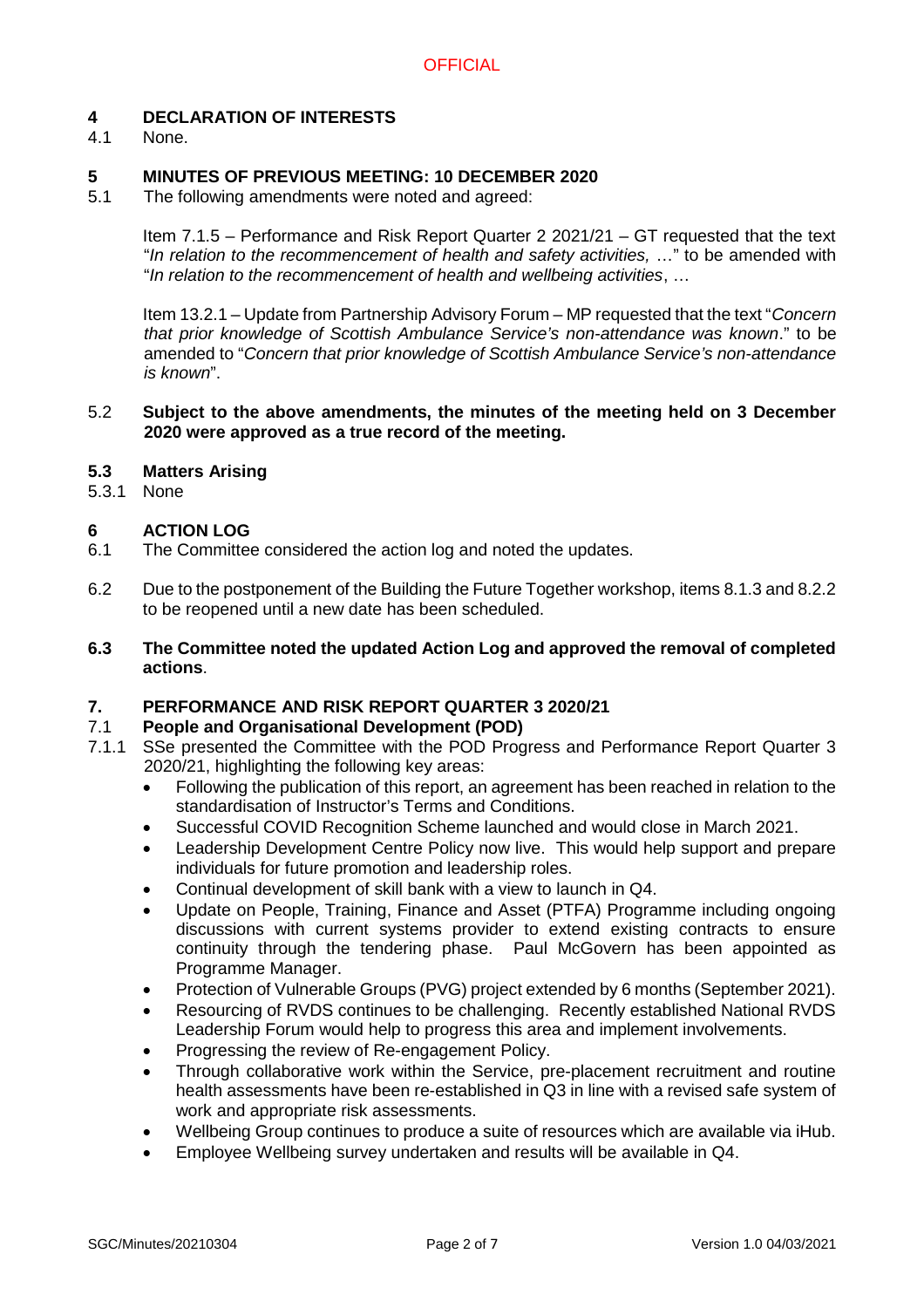## 4 DECLARATION OF INTERESTS

4.1 None.

## 5 MINUTES OF PREVIOUS MEETING: 10 DECEMBER 2020

5.1 The following amendments were noted and agreed:

Item 7.1.5 – Performance and Risk Report Quarter 2 2021/21 – GT requested that the text "*In relation to the recommencement of health and safety activities,* …" to be amended with "*In relation to the recommencement of health and wellbeing activities*, …

Item 13.2.1 – Update from Partnership Advisory Forum – MP requested that the text "*Concern that prior knowledge of Scottish Ambulance Service's non-attendance was known*." to be amended to "*Concern that prior knowledge of Scottish Ambulance Service's non-attendance is known*".

5.2 **Subject to the above amendments, the minutes of the meeting held on 3 December 2020 were approved as a true record of the meeting.**

### 5.3 Matters Arising

5.3.1 None

## 6 ACTION LOG

6.1 The Committee considered the action log and noted the updates.

6.2 Due to the postponement of the Building the Future Together workshop, items 8.1.3 and 8.2.2 to be reopened until a new date has been scheduled.

**6.3 The Committee noted the updated Action Log and approved the removal of completed actions**.

## 7. PERFORMANCE AND RISK REPORT QUARTER 3 2020/21

### 7.1 People and Organisational Development (POD)

7.1.1 SSe presented the Committee with the POD Progress and Performance Report Quarter 3 2020/21, highlighting the following key areas:

- Following the publication of this report, an agreement has been reached in relation to the standardisation of Instructor's Terms and Conditions.
- Successful COVID Recognition Scheme launched and would close in March 2021.
- Leadership Development Centre Policy now live. This would help support and prepare individuals for future promotion and leadership roles.
- Continual development of skill bank with a view to launch in Q4.
- Update on People, Training, Finance and Asset (PTFA) Programme including ongoing discussions with current systems provider to extend existing contracts to ensure continuity through the tendering phase. Paul McGovern has been appointed as Programme Manager.
- Protection of Vulnerable Groups (PVG) project extended by 6 months (September 2021).
- Resourcing of RVDS continues to be challenging. Recently established National RVDS Leadership Forum would help to progress this area and implement involvements.
- Progressing the review of Re-engagement Policy.
- Through collaborative work within the Service, pre-placement recruitment and routine health assessments have been re-established in Q3 in line with a revised safe system of work and appropriate risk assessments.
- Wellbeing Group continues to produce a suite of resources which are available via iHub.
- Employee Wellbeing survey undertaken and results will be available in Q4.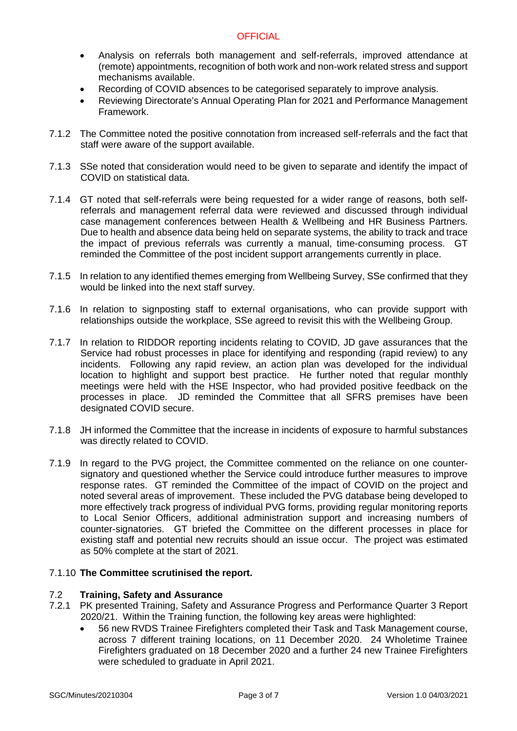- Analysis on referrals both management and self-referrals, improved attendance at (remote) appointments, recognition of both work and non-work related stress and support mechanisms available.
- Recording of COVID absences to be categorised separately to improve analysis.
- Reviewing Directorate's Annual Operating Plan for 2021 and Performance Management Framework.

7.1.2 The Committee noted the positive connotation from increased self-referrals and the fact that staff were aware of the support available.

7.1.3 SSe noted that consideration would need to be given to separate and identify the impact of COVID on statistical data.

7.1.4 GT noted that self-referrals were being requested for a wider range of reasons, both self-referrals and management referral data were reviewed and discussed through individual case management conferences between Health & Wellbeing and HR Business Partners. Due to health and absence data being held on separate systems, the ability to track and trace the impact of previous referrals was currently a manual, time-consuming process. GT reminded the Committee of the post incident support arrangements currently in place.

7.1.5 In relation to any identified themes emerging from Wellbeing Survey, SSe confirmed that they would be linked into the next staff survey.

7.1.6 In relation to signposting staff to external organisations, who can provide support with relationships outside the workplace, SSe agreed to revisit this with the Wellbeing Group.

7.1.7 In relation to RIDDOR reporting incidents relating to COVID, JD gave assurances that the Service had robust processes in place for identifying and responding (rapid review) to any incidents. Following any rapid review, an action plan was developed for the individual location to highlight and support best practice. He further noted that regular monthly meetings were held with the HSE Inspector, who had provided positive feedback on the processes in place. JD reminded the Committee that all SFRS premises have been designated COVID secure.

7.1.8 JH informed the Committee that the increase in incidents of exposure to harmful substances was directly related to COVID.

7.1.9 In regard to the PVG project, the Committee commented on the reliance on one counter-signatory and questioned whether the Service could introduce further measures to improve response rates. GT reminded the Committee of the impact of COVID on the project and noted several areas of improvement. These included the PVG database being developed to more effectively track progress of individual PVG forms, providing regular monitoring reports to Local Senior Officers, additional administration support and increasing numbers of counter-signatories. GT briefed the Committee on the different processes in place for existing staff and potential new recruits should an issue occur. The project was estimated as 50% complete at the start of 2021.

7.1.10 **The Committee scrutinised the report.**

### 7.2 Training, Safety and Assurance

7.2.1 PK presented Training, Safety and Assurance Progress and Performance Quarter 3 Report 2020/21. Within the Training function, the following key areas were highlighted:

- 56 new RVDS Trainee Firefighters completed their Task and Task Management course, across 7 different training locations, on 11 December 2020. 24 Wholetime Trainee Firefighters graduated on 18 December 2020 and a further 24 new Trainee Firefighters were scheduled to graduate in April 2021.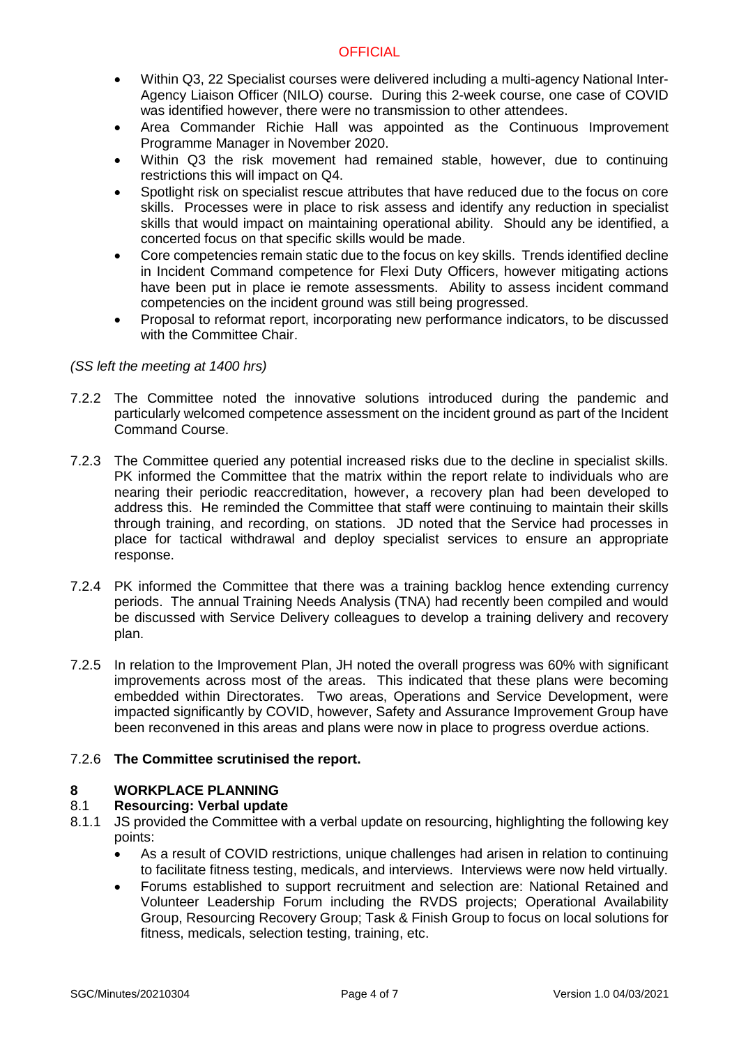- Within Q3, 22 Specialist courses were delivered including a multi-agency National Inter-Agency Liaison Officer (NILO) course. During this 2-week course, one case of COVID was identified however, there were no transmission to other attendees.
- Area Commander Richie Hall was appointed as the Continuous Improvement Programme Manager in November 2020.
- Within Q3 the risk movement had remained stable, however, due to continuing restrictions this will impact on Q4.
- Spotlight risk on specialist rescue attributes that have reduced due to the focus on core skills. Processes were in place to risk assess and identify any reduction in specialist skills that would impact on maintaining operational ability. Should any be identified, a concerted focus on that specific skills would be made.
- Core competencies remain static due to the focus on key skills. Trends identified decline in Incident Command competence for Flexi Duty Officers, however mitigating actions have been put in place ie remote assessments. Ability to assess incident command competencies on the incident ground was still being progressed.
- Proposal to reformat report, incorporating new performance indicators, to be discussed with the Committee Chair.

*(SS left the meeting at 1400 hrs)*

7.2.2 The Committee noted the innovative solutions introduced during the pandemic and particularly welcomed competence assessment on the incident ground as part of the Incident Command Course.

7.2.3 The Committee queried any potential increased risks due to the decline in specialist skills. PK informed the Committee that the matrix within the report relate to individuals who are nearing their periodic reaccreditation, however, a recovery plan had been developed to address this. He reminded the Committee that staff were continuing to maintain their skills through training, and recording, on stations. JD noted that the Service had processes in place for tactical withdrawal and deploy specialist services to ensure an appropriate response.

7.2.4 PK informed the Committee that there was a training backlog hence extending currency periods. The annual Training Needs Analysis (TNA) had recently been compiled and would be discussed with Service Delivery colleagues to develop a training delivery and recovery plan.

7.2.5 In relation to the Improvement Plan, JH noted the overall progress was 60% with significant improvements across most of the areas. This indicated that these plans were becoming embedded within Directorates. Two areas, Operations and Service Development, were impacted significantly by COVID, however, Safety and Assurance Improvement Group have been reconvened in this areas and plans were now in place to progress overdue actions.

7.2.6 **The Committee scrutinised the report.**

## 8 WORKPLACE PLANNING

### 8.1 Resourcing: Verbal update

8.1.1 JS provided the Committee with a verbal update on resourcing, highlighting the following key points:

- As a result of COVID restrictions, unique challenges had arisen in relation to continuing to facilitate fitness testing, medicals, and interviews. Interviews were now held virtually.
- Forums established to support recruitment and selection are: National Retained and Volunteer Leadership Forum including the RVDS projects; Operational Availability Group, Resourcing Recovery Group; Task & Finish Group to focus on local solutions for fitness, medicals, selection testing, training, etc.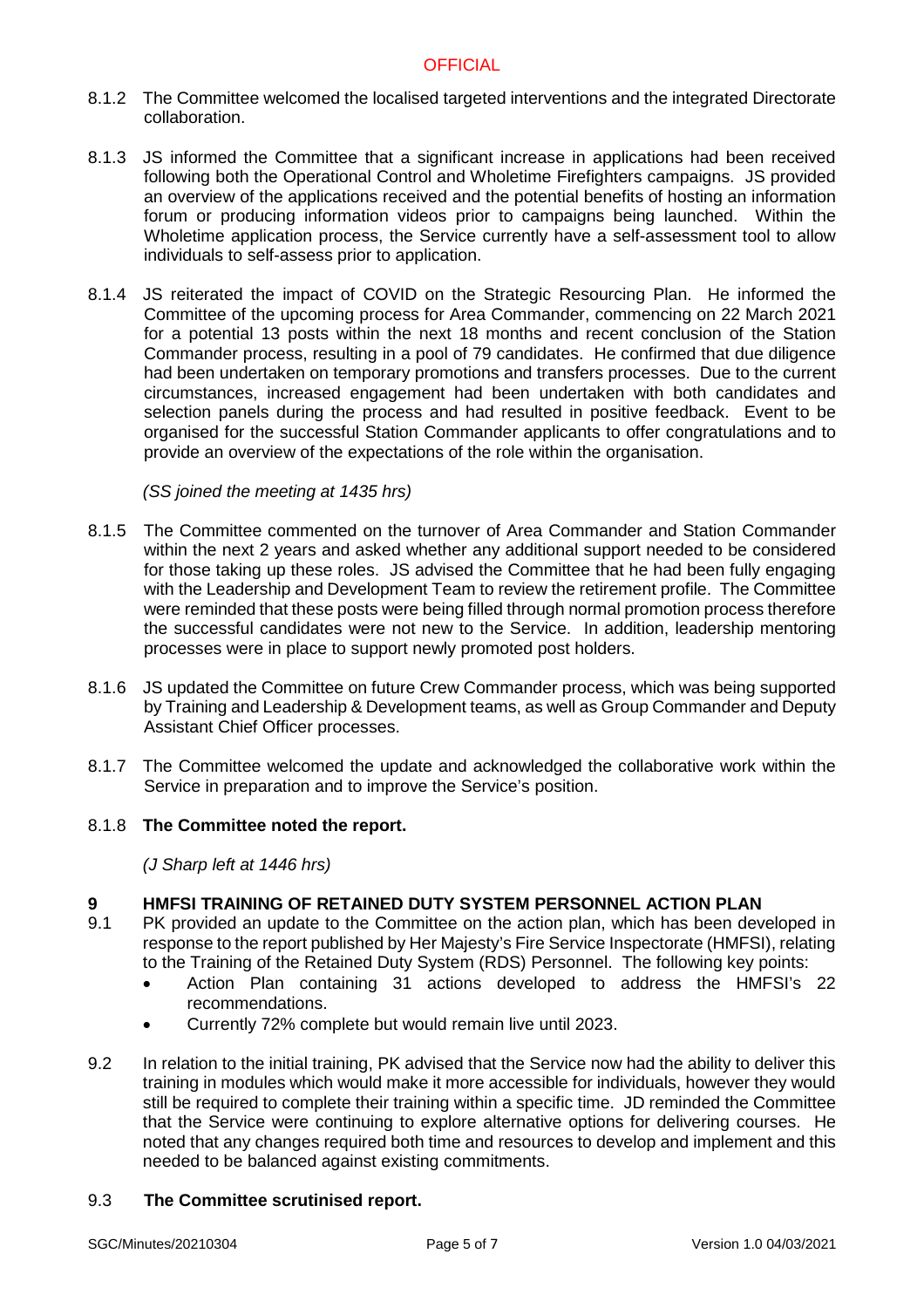8.1.2 The Committee welcomed the localised targeted interventions and the integrated Directorate collaboration.

8.1.3 JS informed the Committee that a significant increase in applications had been received following both the Operational Control and Wholetime Firefighters campaigns. JS provided an overview of the applications received and the potential benefits of hosting an information forum or producing information videos prior to campaigns being launched. Within the Wholetime application process, the Service currently have a self-assessment tool to allow individuals to self-assess prior to application.

8.1.4 JS reiterated the impact of COVID on the Strategic Resourcing Plan. He informed the Committee of the upcoming process for Area Commander, commencing on 22 March 2021 for a potential 13 posts within the next 18 months and recent conclusion of the Station Commander process, resulting in a pool of 79 candidates. He confirmed that due diligence had been undertaken on temporary promotions and transfers processes. Due to the current circumstances, increased engagement had been undertaken with both candidates and selection panels during the process and had resulted in positive feedback. Event to be organised for the successful Station Commander applicants to offer congratulations and to provide an overview of the expectations of the role within the organisation.

*(SS joined the meeting at 1435 hrs)*

8.1.5 The Committee commented on the turnover of Area Commander and Station Commander within the next 2 years and asked whether any additional support needed to be considered for those taking up these roles. JS advised the Committee that he had been fully engaging with the Leadership and Development Team to review the retirement profile. The Committee were reminded that these posts were being filled through normal promotion process therefore the successful candidates were not new to the Service. In addition, leadership mentoring processes were in place to support newly promoted post holders.

8.1.6 JS updated the Committee on future Crew Commander process, which was being supported by Training and Leadership & Development teams, as well as Group Commander and Deputy Assistant Chief Officer processes.

8.1.7 The Committee welcomed the update and acknowledged the collaborative work within the Service in preparation and to improve the Service's position.

8.1.8 **The Committee noted the report.**

*(J Sharp left at 1446 hrs)*

## 9 HMFSI TRAINING OF RETAINED DUTY SYSTEM PERSONNEL ACTION PLAN

9.1 PK provided an update to the Committee on the action plan, which has been developed in response to the report published by Her Majesty's Fire Service Inspectorate (HMFSI), relating to the Training of the Retained Duty System (RDS) Personnel. The following key points:

- Action Plan containing 31 actions developed to address the HMFSI's 22 recommendations.
- Currently 72% complete but would remain live until 2023.

9.2 In relation to the initial training, PK advised that the Service now had the ability to deliver this training in modules which would make it more accessible for individuals, however they would still be required to complete their training within a specific time. JD reminded the Committee that the Service were continuing to explore alternative options for delivering courses. He noted that any changes required both time and resources to develop and implement and this needed to be balanced against existing commitments.

9.3 **The Committee scrutinised report.**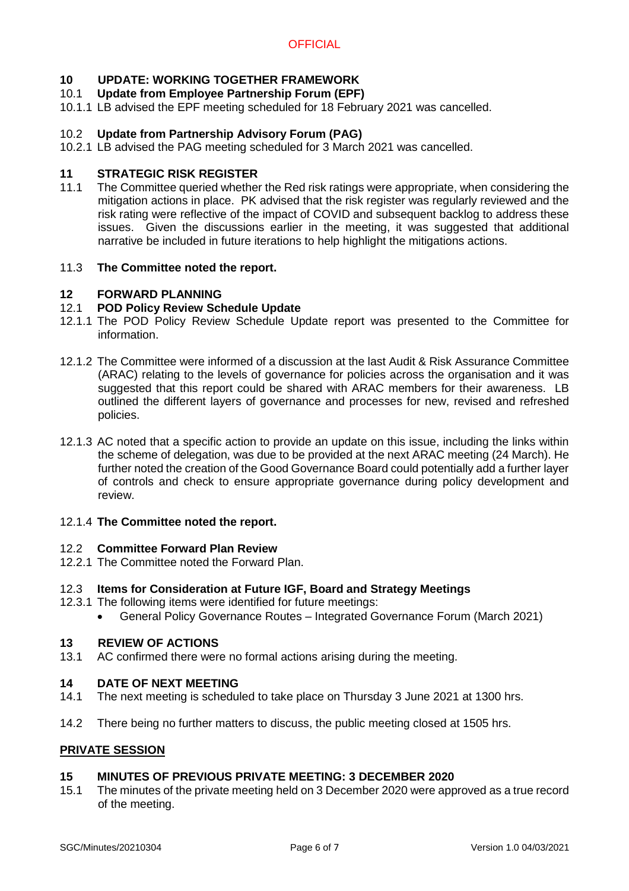## 10 UPDATE: WORKING TOGETHER FRAMEWORK

### 10.1 Update from Employee Partnership Forum (EPF)

10.1.1 LB advised the EPF meeting scheduled for 18 February 2021 was cancelled.

### 10.2 Update from Partnership Advisory Forum (PAG)

10.2.1 LB advised the PAG meeting scheduled for 3 March 2021 was cancelled.

## 11 STRATEGIC RISK REGISTER

11.1 The Committee queried whether the Red risk ratings were appropriate, when considering the mitigation actions in place. PK advised that the risk register was regularly reviewed and the risk rating were reflective of the impact of COVID and subsequent backlog to address these issues. Given the discussions earlier in the meeting, it was suggested that additional narrative be included in future iterations to help highlight the mitigations actions.

11.3 **The Committee noted the report.**

## 12 FORWARD PLANNING

### 12.1 POD Policy Review Schedule Update

12.1.1 The POD Policy Review Schedule Update report was presented to the Committee for information.

12.1.2 The Committee were informed of a discussion at the last Audit & Risk Assurance Committee (ARAC) relating to the levels of governance for policies across the organisation and it was suggested that this report could be shared with ARAC members for their awareness. LB outlined the different layers of governance and processes for new, revised and refreshed policies.

12.1.3 AC noted that a specific action to provide an update on this issue, including the links within the scheme of delegation, was due to be provided at the next ARAC meeting (24 March). He further noted the creation of the Good Governance Board could potentially add a further layer of controls and check to ensure appropriate governance during policy development and review.

12.1.4 **The Committee noted the report.**

### 12.2 Committee Forward Plan Review

12.2.1 The Committee noted the Forward Plan.

### 12.3 Items for Consideration at Future IGF, Board and Strategy Meetings

12.3.1 The following items were identified for future meetings:

- General Policy Governance Routes – Integrated Governance Forum (March 2021)

## 13 REVIEW OF ACTIONS

13.1 AC confirmed there were no formal actions arising during the meeting.

## 14 DATE OF NEXT MEETING

14.1 The next meeting is scheduled to take place on Thursday 3 June 2021 at 1300 hrs.

14.2 There being no further matters to discuss, the public meeting closed at 1505 hrs.

**PRIVATE SESSION**

## 15 MINUTES OF PREVIOUS PRIVATE MEETING: 3 DECEMBER 2020

15.1 The minutes of the private meeting held on 3 December 2020 were approved as a true record of the meeting.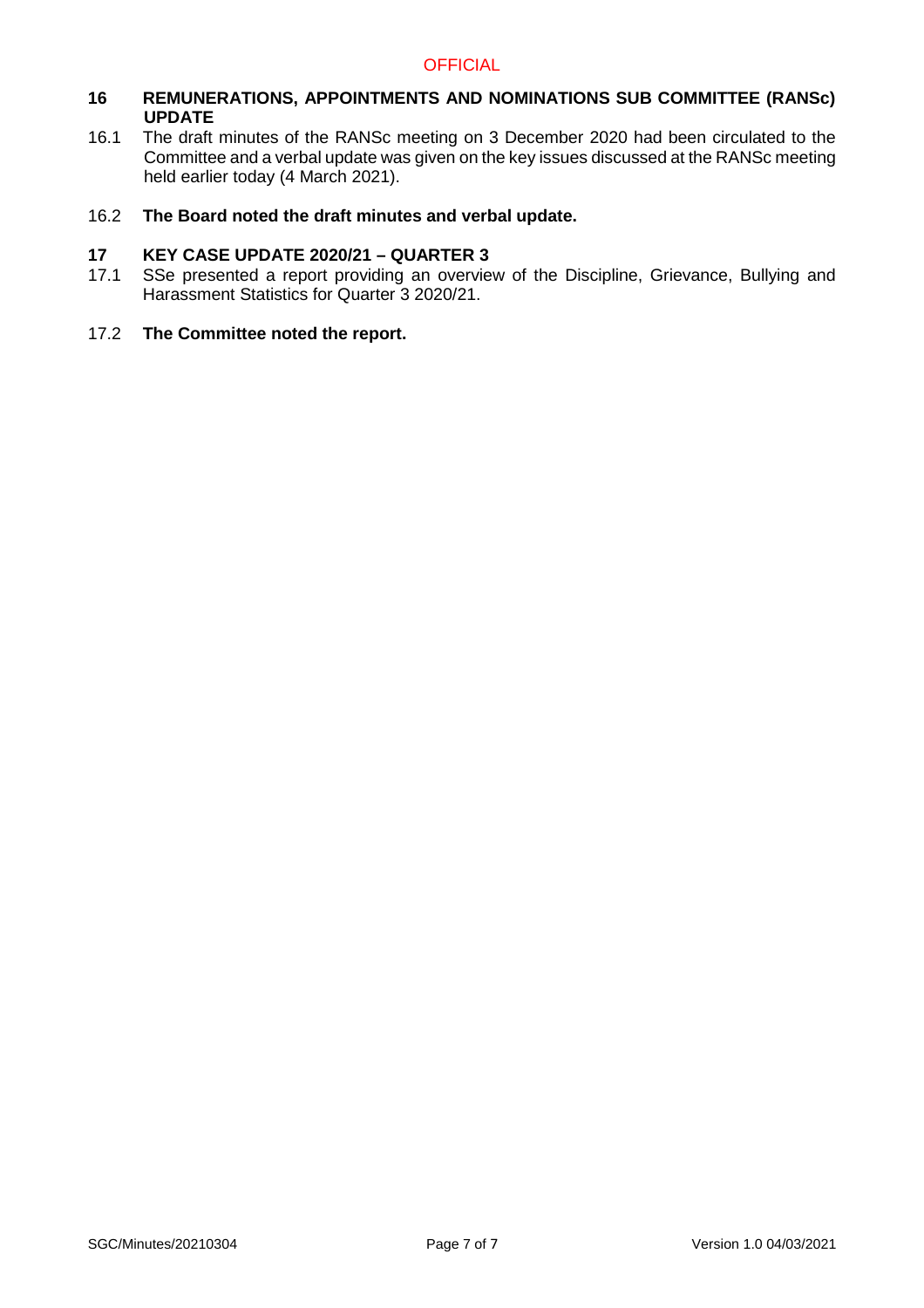## 16 REMUNERATIONS, APPOINTMENTS AND NOMINATIONS SUB COMMITTEE (RANSc) UPDATE

16.1 The draft minutes of the RANSc meeting on 3 December 2020 had been circulated to the Committee and a verbal update was given on the key issues discussed at the RANSc meeting held earlier today (4 March 2021).

16.2 **The Board noted the draft minutes and verbal update.**

## 17 KEY CASE UPDATE 2020/21 – QUARTER 3

17.1 SSe presented a report providing an overview of the Discipline, Grievance, Bullying and Harassment Statistics for Quarter 3 2020/21.

17.2 **The Committee noted the report.**